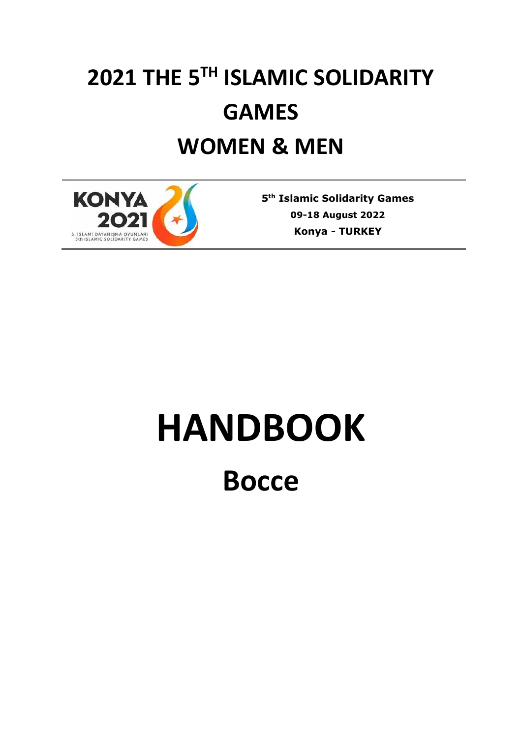# 2021 THE 5TH ISLAMIC SOLIDARITY GAMES WOMEN & MEN

**5th Islamic Solidarity Games**

**09-18 August 2022**

**Konya - TURKEY**

# HANDBOOK

## Bocce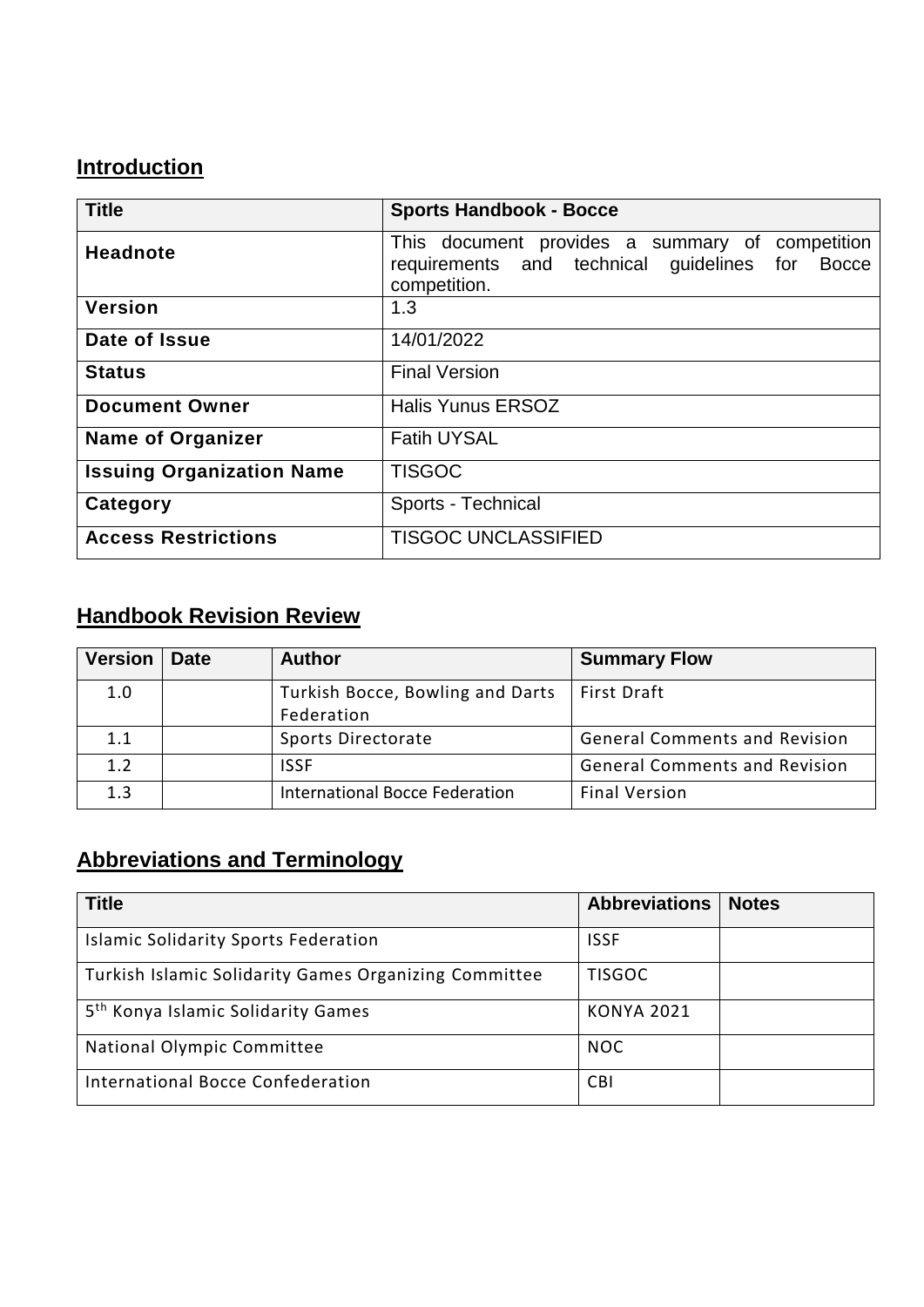## Introduction

| Title | Sports Handbook - Bocce |
| --- | --- |
| Headnote | This document provides a summary of competition requirements and technical guidelines for Bocce competition. |
| Version | 1.3 |
| Date of Issue | 14/01/2022 |
| Status | Final Version |
| Document Owner | Halis Yunus ERSOZ |
| Name of Organizer | Fatih UYSAL |
| Issuing Organization Name | TISGOC |
| Category | Sports - Technical |
| Access Restrictions | TISGOC UNCLASSIFIED |

## Handbook Revision Review

| Version | Date | Author | Summary Flow |
| --- | --- | --- | --- |
| 1.0 | | Turkish Bocce, Bowling and Darts Federation | First Draft |
| 1.1 | | Sports Directorate | General Comments and Revision |
| 1.2 | | ISSF | General Comments and Revision |
| 1.3 | | International Bocce Federation | Final Version |

## Abbreviations and Terminology

| Title | Abbreviations | Notes |
| --- | --- | --- |
| Islamic Solidarity Sports Federation | ISSF | |
| Turkish Islamic Solidarity Games Organizing Committee | TISGOC | |
| 5th Konya Islamic Solidarity Games | KONYA 2021 | |
| National Olympic Committee | NOC | |
| International Bocce Confederation | CBI | |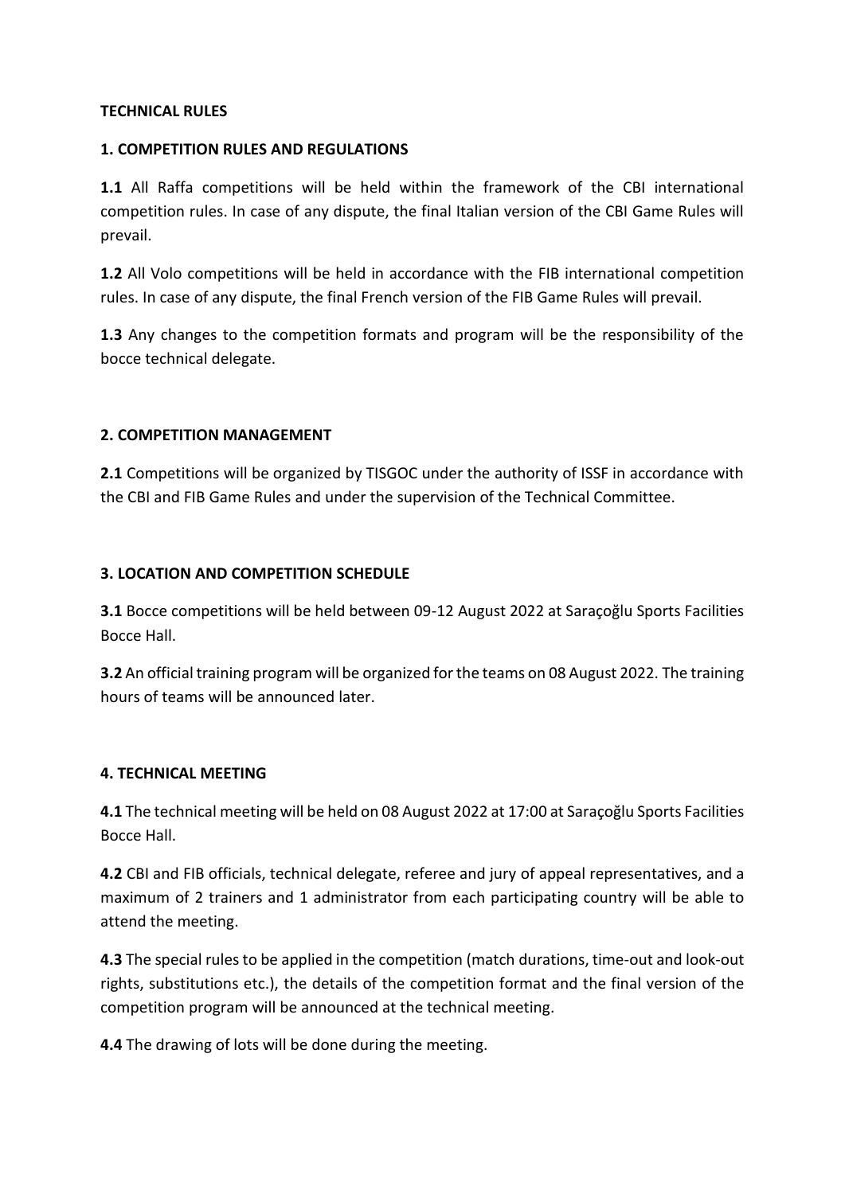**TECHNICAL RULES**

**1. COMPETITION RULES AND REGULATIONS**

**1.1** All Raffa competitions will be held within the framework of the CBI international competition rules. In case of any dispute, the final Italian version of the CBI Game Rules will prevail.

**1.2** All Volo competitions will be held in accordance with the FIB international competition rules. In case of any dispute, the final French version of the FIB Game Rules will prevail.

**1.3** Any changes to the competition formats and program will be the responsibility of the bocce technical delegate.

**2. COMPETITION MANAGEMENT**

**2.1** Competitions will be organized by TISGOC under the authority of ISSF in accordance with the CBI and FIB Game Rules and under the supervision of the Technical Committee.

**3. LOCATION AND COMPETITION SCHEDULE**

**3.1** Bocce competitions will be held between 09-12 August 2022 at Saraçoğlu Sports Facilities Bocce Hall.

**3.2** An official training program will be organized for the teams on 08 August 2022. The training hours of teams will be announced later.

**4. TECHNICAL MEETING**

**4.1** The technical meeting will be held on 08 August 2022 at 17:00 at Saraçoğlu Sports Facilities Bocce Hall.

**4.2** CBI and FIB officials, technical delegate, referee and jury of appeal representatives, and a maximum of 2 trainers and 1 administrator from each participating country will be able to attend the meeting.

**4.3** The special rules to be applied in the competition (match durations, time-out and look-out rights, substitutions etc.), the details of the competition format and the final version of the competition program will be announced at the technical meeting.

**4.4** The drawing of lots will be done during the meeting.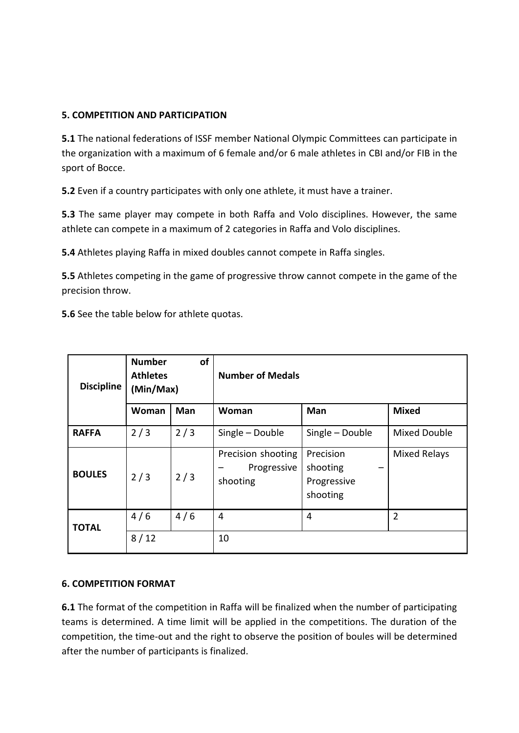**5. COMPETITION AND PARTICIPATION**

**5.1** The national federations of ISSF member National Olympic Committees can participate in the organization with a maximum of 6 female and/or 6 male athletes in CBI and/or FIB in the sport of Bocce.

**5.2** Even if a country participates with only one athlete, it must have a trainer.

**5.3** The same player may compete in both Raffa and Volo disciplines. However, the same athlete can compete in a maximum of 2 categories in Raffa and Volo disciplines.

**5.4** Athletes playing Raffa in mixed doubles cannot compete in Raffa singles.

**5.5** Athletes competing in the game of progressive throw cannot compete in the game of the precision throw.

**5.6** See the table below for athlete quotas.

| Discipline | Number of Athletes (Min/Max) | | Number of Medals | | |
|---|---|---|---|---|---|
| | Woman | Man | Woman | Man | Mixed |
| **RAFFA** | 2 / 3 | 2 / 3 | Single – Double | Single – Double | Mixed Double |
| **BOULES** | 2 / 3 | 2 / 3 | Precision shooting – Progressive shooting | Precision shooting – Progressive shooting | Mixed Relays |
| **TOTAL** | 4 / 6 | 4 / 6 | 4 | 4 | 2 |
| | 8 / 12 | | 10 | | |

**6. COMPETITION FORMAT**

**6.1** The format of the competition in Raffa will be finalized when the number of participating teams is determined. A time limit will be applied in the competitions. The duration of the competition, the time-out and the right to observe the position of boules will be determined after the number of participants is finalized.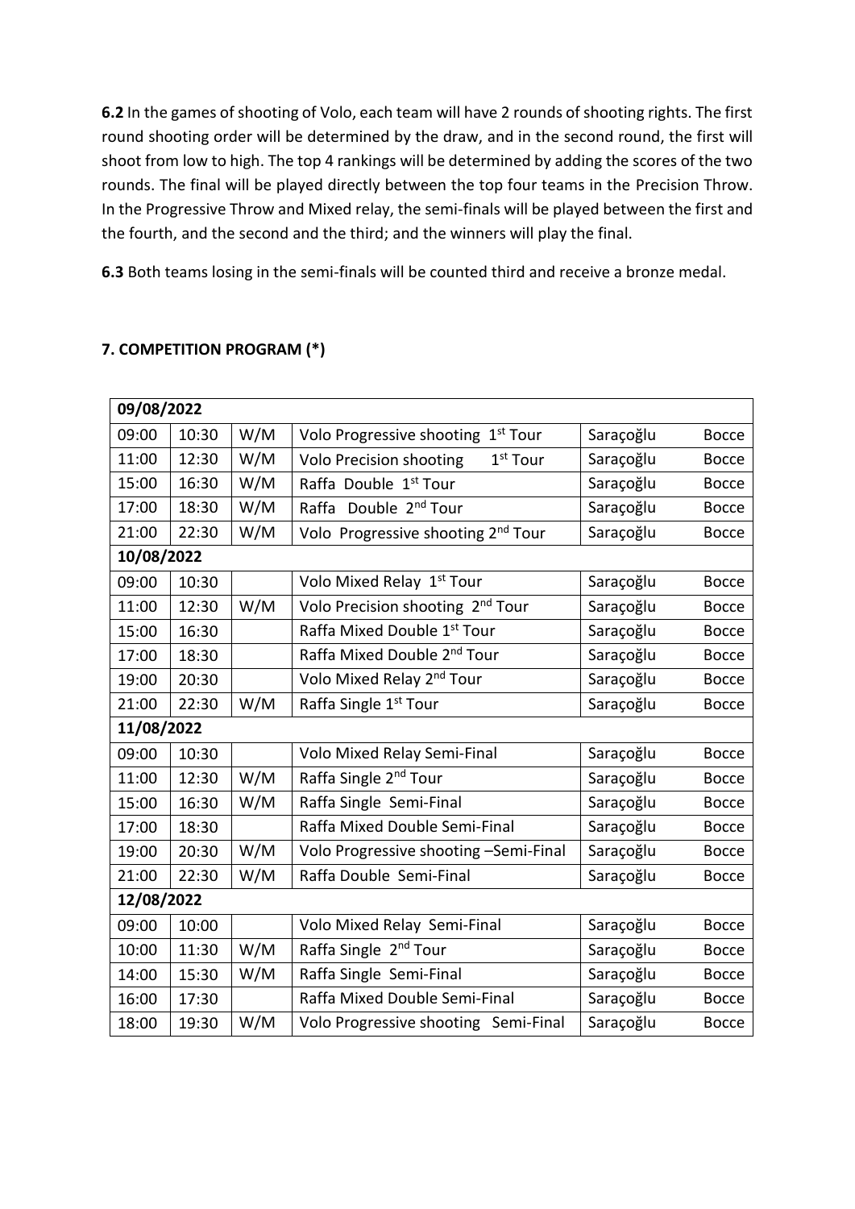**6.2** In the games of shooting of Volo, each team will have 2 rounds of shooting rights. The first round shooting order will be determined by the draw, and in the second round, the first will shoot from low to high. The top 4 rankings will be determined by adding the scores of the two rounds. The final will be played directly between the top four teams in the Precision Throw. In the Progressive Throw and Mixed relay, the semi-finals will be played between the first and the fourth, and the second and the third; and the winners will play the final.

**6.3** Both teams losing in the semi-finals will be counted third and receive a bronze medal.

## 7. COMPETITION PROGRAM (*)

| 09/08/2022 | | | | | |
|---|---|---|---|---|---|
| 09:00 | 10:30 | W/M | Volo Progressive shooting 1st Tour | Saraçoğlu | Bocce |
| 11:00 | 12:30 | W/M | Volo Precision shooting 1st Tour | Saraçoğlu | Bocce |
| 15:00 | 16:30 | W/M | Raffa Double 1st Tour | Saraçoğlu | Bocce |
| 17:00 | 18:30 | W/M | Raffa Double 2nd Tour | Saraçoğlu | Bocce |
| 21:00 | 22:30 | W/M | Volo Progressive shooting 2nd Tour | Saraçoğlu | Bocce |
| **10/08/2022** | | | | | |
| 09:00 | 10:30 | | Volo Mixed Relay 1st Tour | Saraçoğlu | Bocce |
| 11:00 | 12:30 | W/M | Volo Precision shooting 2nd Tour | Saraçoğlu | Bocce |
| 15:00 | 16:30 | | Raffa Mixed Double 1st Tour | Saraçoğlu | Bocce |
| 17:00 | 18:30 | | Raffa Mixed Double 2nd Tour | Saraçoğlu | Bocce |
| 19:00 | 20:30 | | Volo Mixed Relay 2nd Tour | Saraçoğlu | Bocce |
| 21:00 | 22:30 | W/M | Raffa Single 1st Tour | Saraçoğlu | Bocce |
| **11/08/2022** | | | | | |
| 09:00 | 10:30 | | Volo Mixed Relay Semi-Final | Saraçoğlu | Bocce |
| 11:00 | 12:30 | W/M | Raffa Single 2nd Tour | Saraçoğlu | Bocce |
| 15:00 | 16:30 | W/M | Raffa Single Semi-Final | Saraçoğlu | Bocce |
| 17:00 | 18:30 | | Raffa Mixed Double Semi-Final | Saraçoğlu | Bocce |
| 19:00 | 20:30 | W/M | Volo Progressive shooting –Semi-Final | Saraçoğlu | Bocce |
| 21:00 | 22:30 | W/M | Raffa Double Semi-Final | Saraçoğlu | Bocce |
| **12/08/2022** | | | | | |
| 09:00 | 10:00 | | Volo Mixed Relay Semi-Final | Saraçoğlu | Bocce |
| 10:00 | 11:30 | W/M | Raffa Single 2nd Tour | Saraçoğlu | Bocce |
| 14:00 | 15:30 | W/M | Raffa Single Semi-Final | Saraçoğlu | Bocce |
| 16:00 | 17:30 | | Raffa Mixed Double Semi-Final | Saraçoğlu | Bocce |
| 18:00 | 19:30 | W/M | Volo Progressive shooting Semi-Final | Saraçoğlu | Bocce |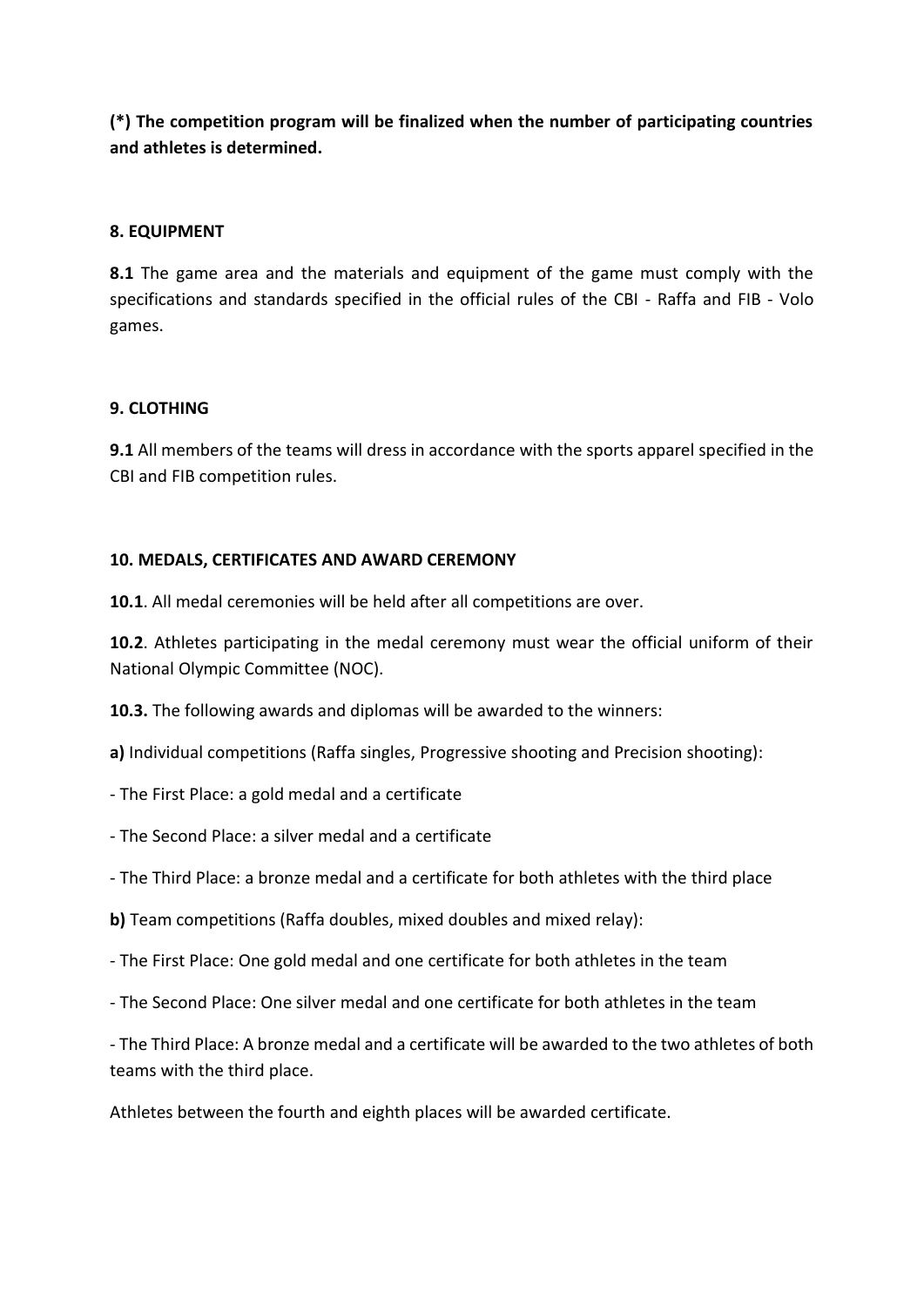**(*) The competition program will be finalized when the number of participating countries and athletes is determined.**

## 8. EQUIPMENT

**8.1** The game area and the materials and equipment of the game must comply with the specifications and standards specified in the official rules of the CBI - Raffa and FIB - Volo games.

## 9. CLOTHING

**9.1** All members of the teams will dress in accordance with the sports apparel specified in the CBI and FIB competition rules.

## 10. MEDALS, CERTIFICATES AND AWARD CEREMONY

**10.1**. All medal ceremonies will be held after all competitions are over.

**10.2**. Athletes participating in the medal ceremony must wear the official uniform of their National Olympic Committee (NOC).

**10.3.** The following awards and diplomas will be awarded to the winners:

**a)** Individual competitions (Raffa singles, Progressive shooting and Precision shooting):

- The First Place: a gold medal and a certificate
- The Second Place: a silver medal and a certificate
- The Third Place: a bronze medal and a certificate for both athletes with the third place

**b)** Team competitions (Raffa doubles, mixed doubles and mixed relay):

- The First Place: One gold medal and one certificate for both athletes in the team
- The Second Place: One silver medal and one certificate for both athletes in the team
- The Third Place: A bronze medal and a certificate will be awarded to the two athletes of both teams with the third place.

Athletes between the fourth and eighth places will be awarded certificate.